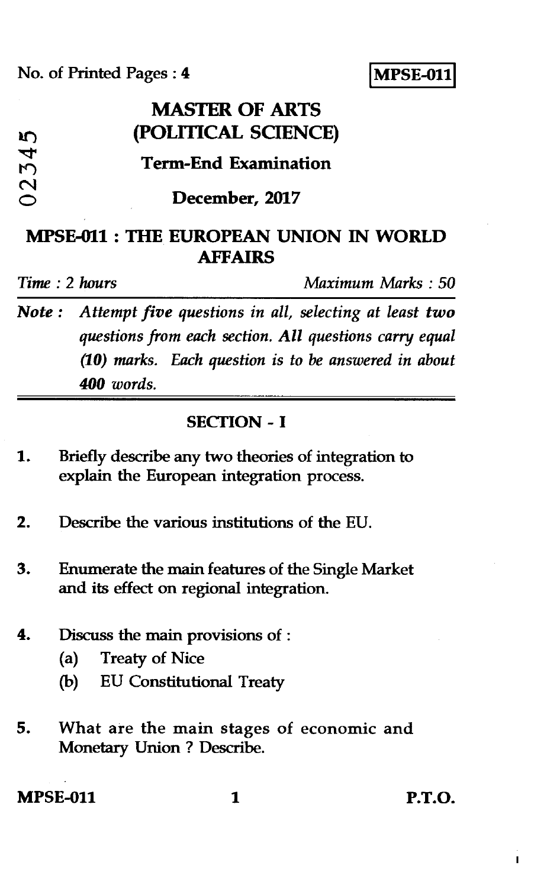No. of Printed Pages : 4

**MPSE-011**

02345

# MASTER OF ARTS (POLITICAL SCIENCE)

## Term-End Examination

## December, 2017

## MPSE-011 : THE EUROPEAN UNION IN WORLD AFFAIRS

*Time : 2 hours* *Maximum Marks : 50*

***Note :*** *Attempt five questions in all, selecting at least **two** questions from each section. **All** questions carry equal **(10)** marks. Each question is to be answered in about **400** words.*

### SECTION - I

1. Briefly describe any two theories of integration to explain the European integration process.

2. Describe the various institutions of the EU.

3. Enumerate the main features of the Single Market and its effect on regional integration.

4. Discuss the main provisions of :
   (a) Treaty of Nice
   (b) EU Constitutional Treaty

5. What are the main stages of economic and Monetary Union ? Describe.

**MPSE-011** P.T.O.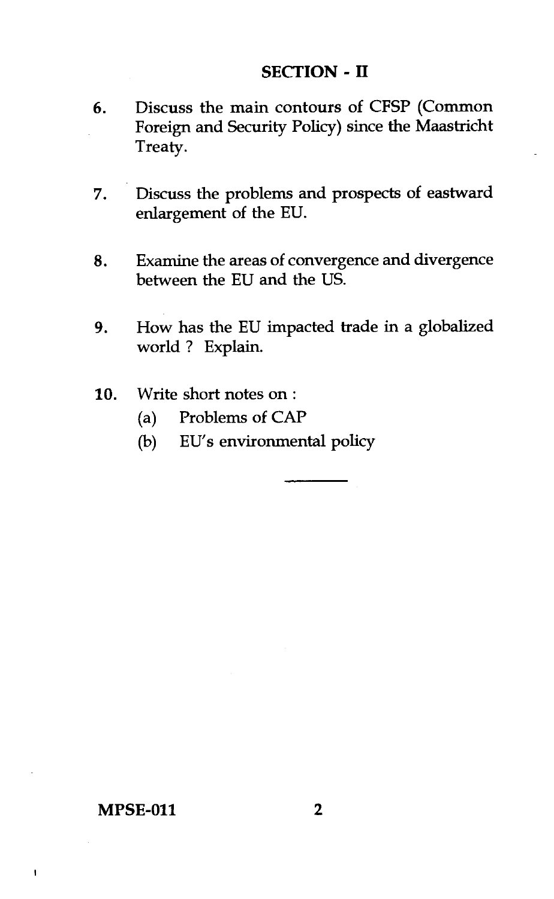## SECTION - II

6. Discuss the main contours of CFSP (Common Foreign and Security Policy) since the Maastricht Treaty.

7. Discuss the problems and prospects of eastward enlargement of the EU.

8. Examine the areas of convergence and divergence between the EU and the US.

9. How has the EU impacted trade in a globalized world ? Explain.

10. Write short notes on :
    - (a) Problems of CAP
    - (b) EU's environmental policy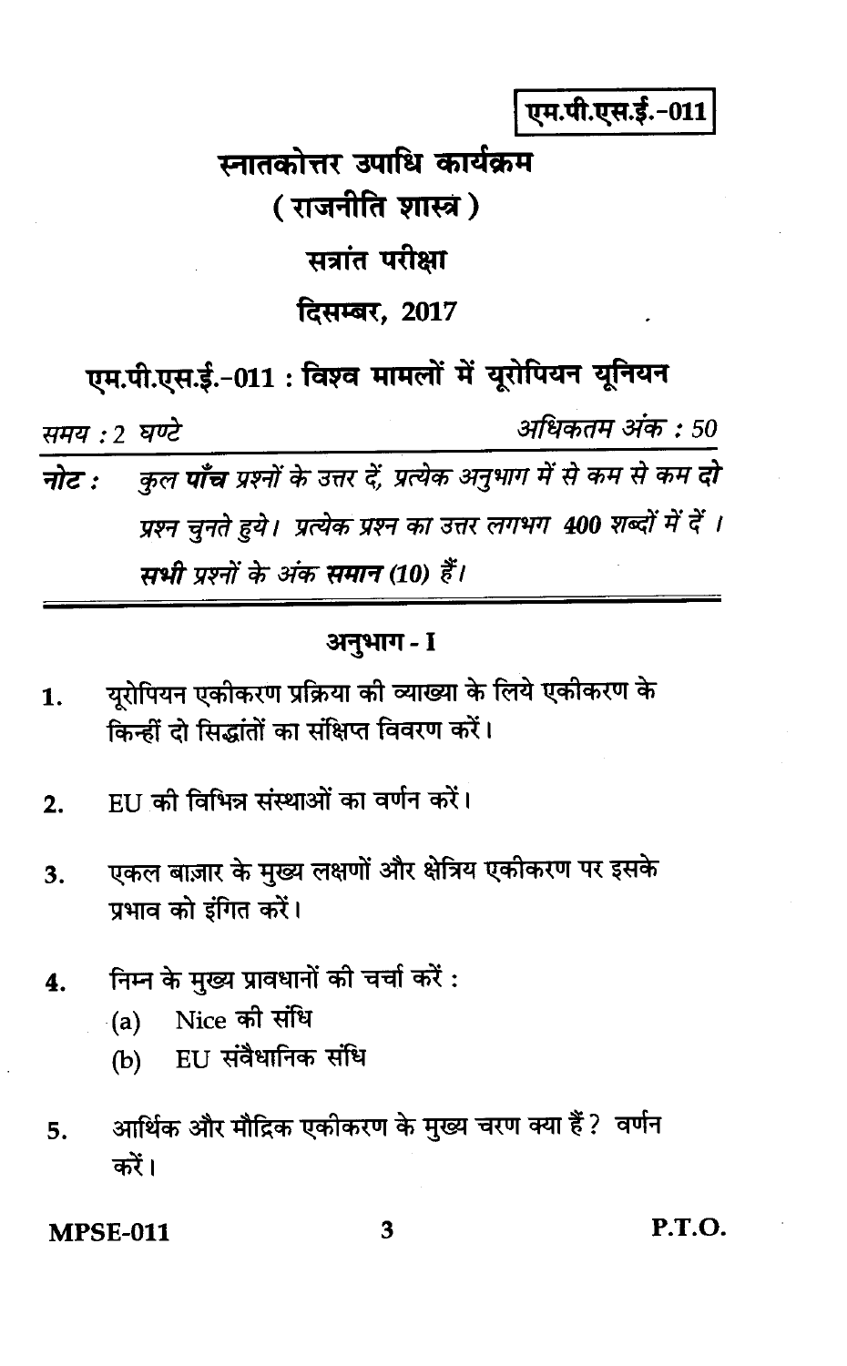एम.पी.एस.ई.-011

# स्नातकोत्तर उपाधि कार्यक्रम

## ( राजनीति शास्त्र )

## सत्रांत परीक्षा

## दिसम्बर, 2017

## एम.पी.एस.ई.-011 : विश्व मामलों में यूरोपियन यूनियन

*समय : 2 घण्टे* *अधिकतम अंक : 50*

**नोट :** *कुल **पाँच** प्रश्नों के उत्तर दें, प्रत्येक अनुभाग में से कम से कम **दो** प्रश्न चुनते हुये। प्रत्येक प्रश्न का उत्तर लगभग **400** शब्दों में दें। **सभी** प्रश्नों के अंक **समान (10)** हैं।*

---

### अनुभाग - I

1. यूरोपियन एकीकरण प्रक्रिया की व्याख्या के लिये एकीकरण के किन्हीं दो सिद्धांतों का संक्षिप्त विवरण करें।

2. EU की विभिन्न संस्थाओं का वर्णन करें।

3. एकल बाज़ार के मुख्य लक्षणों और क्षेत्रिय एकीकरण पर इसके प्रभाव को इंगित करें।

4. निम्न के मुख्य प्रावधानों की चर्चा करें :
   (a) Nice की संधि
   (b) EU संवैधानिक संधि

5. आर्थिक और मौद्रिक एकीकरण के मुख्य चरण क्या हैं? वर्णन करें।

P.T.O.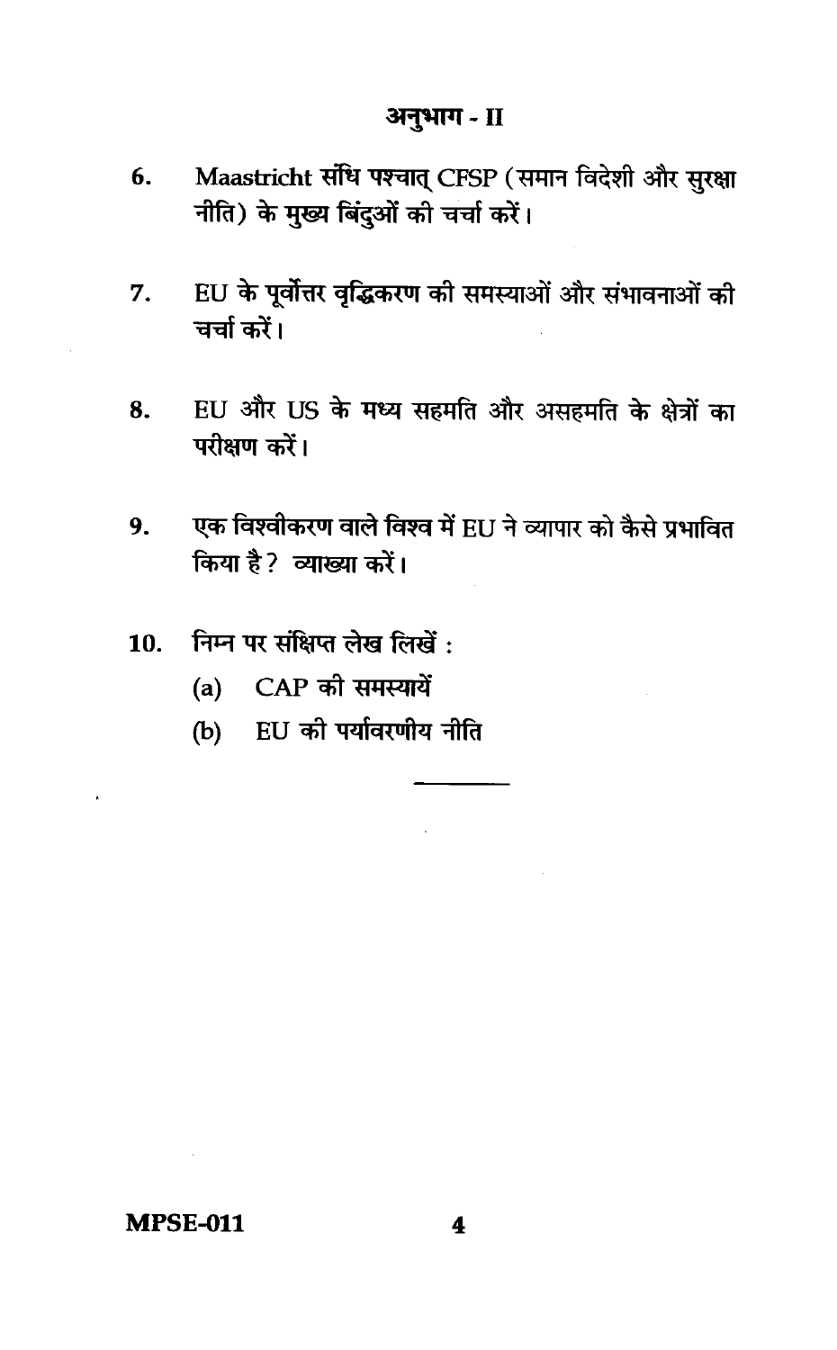## अनुभाग - II

6. Maastricht संधि पश्चात् CFSP (समान विदेशी और सुरक्षा नीति) के मुख्य बिंदुओं की चर्चा करें।

7. EU के पूर्वोत्तर वृद्धिकरण की समस्याओं और संभावनाओं की चर्चा करें।

8. EU और US के मध्य सहमति और असहमति के क्षेत्रों का परीक्षण करें।

9. एक विश्वीकरण वाले विश्व में EU ने व्यापार को कैसे प्रभावित किया है? व्याख्या करें।

10. निम्न पर संक्षिप्त लेख लिखें :
    - (a) CAP की समस्यायें
    - (b) EU की पर्यावरणीय नीति

---

**MPSE-011**